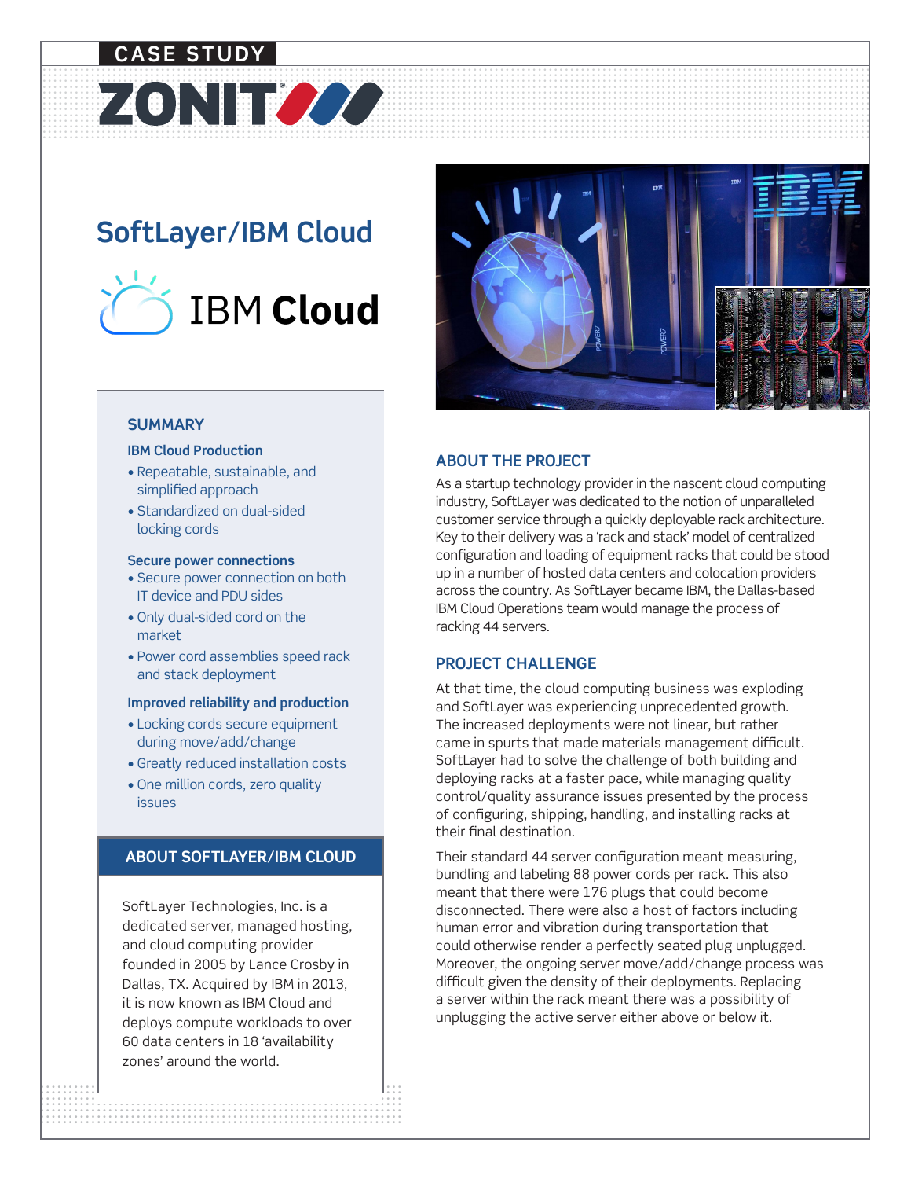CASE STUDY

# ZONIT

## SoftLayer/IBM Cloud

IBM **Cloud**

### SUMMARY

**IBM Cloud Production**

- Repeatable, sustainable, and simplified approach
- Standardized on dual-sided locking cords

**Secure power connections**

- Secure power connection on both IT device and PDU sides
- Only dual-sided cord on the market
- Power cord assemblies speed rack and stack deployment

**Improved reliability and production**

- Locking cords secure equipment during move/add/change
- Greatly reduced installation costs
- One million cords, zero quality issues

### ABOUT SOFTLAYER/IBM CLOUD

SoftLayer Technologies, Inc. is a dedicated server, managed hosting, and cloud computing provider founded in 2005 by Lance Crosby in Dallas, TX. Acquired by IBM in 2013, it is now known as IBM Cloud and deploys compute workloads to over 60 data centers in 18 'availability zones' around the world.

### ABOUT THE PROJECT

As a startup technology provider in the nascent cloud computing industry, SoftLayer was dedicated to the notion of unparalleled customer service through a quickly deployable rack architecture. Key to their delivery was a 'rack and stack' model of centralized configuration and loading of equipment racks that could be stood up in a number of hosted data centers and colocation providers across the country. As SoftLayer became IBM, the Dallas-based IBM Cloud Operations team would manage the process of racking 44 servers.

### PROJECT CHALLENGE

At that time, the cloud computing business was exploding and SoftLayer was experiencing unprecedented growth. The increased deployments were not linear, but rather came in spurts that made materials management difficult. SoftLayer had to solve the challenge of both building and deploying racks at a faster pace, while managing quality control/quality assurance issues presented by the process of configuring, shipping, handling, and installing racks at their final destination.

Their standard 44 server configuration meant measuring, bundling and labeling 88 power cords per rack. This also meant that there were 176 plugs that could become disconnected. There were also a host of factors including human error and vibration during transportation that could otherwise render a perfectly seated plug unplugged. Moreover, the ongoing server move/add/change process was difficult given the density of their deployments. Replacing a server within the rack meant there was a possibility of unplugging the active server either above or below it.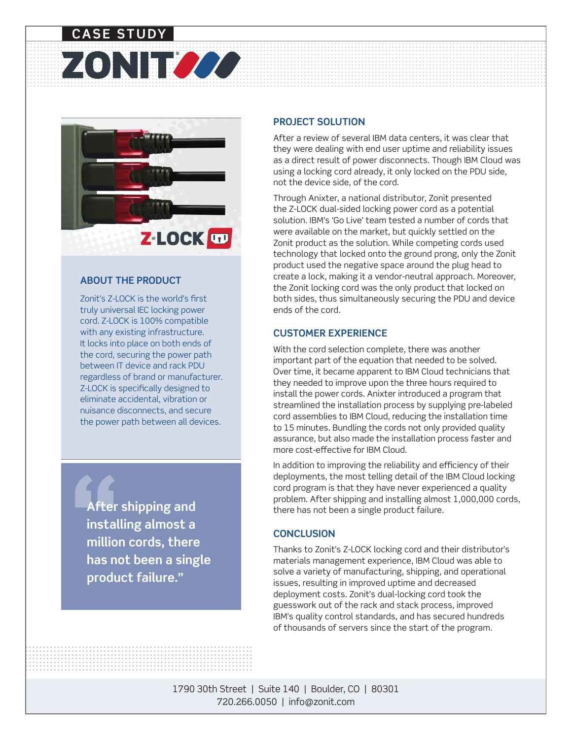CASE STUDY

ZONIT

## ABOUT THE PRODUCT

Zonit's Z-LOCK is the world's first truly universal IEC locking power cord. Z-LOCK is 100% compatible with any existing infrastructure. It locks into place on both ends of the cord, securing the power path between IT device and rack PDU regardless of brand or manufacturer. Z-LOCK is specifically designed to eliminate accidental, vibration or nuisance disconnects, and secure the power path between all devices.

> "After shipping and installing almost a million cords, there has not been a single product failure."

## PROJECT SOLUTION

After a review of several IBM data centers, it was clear that they were dealing with end user uptime and reliability issues as a direct result of power disconnects. Though IBM Cloud was using a locking cord already, it only locked on the PDU side, not the device side, of the cord.

Through Anixter, a national distributor, Zonit presented the Z-LOCK dual-sided locking power cord as a potential solution. IBM's 'Go Live' team tested a number of cords that were available on the market, but quickly settled on the Zonit product as the solution. While competing cords used technology that locked onto the ground prong, only the Zonit product used the negative space around the plug head to create a lock, making it a vendor-neutral approach. Moreover, the Zonit locking cord was the only product that locked on both sides, thus simultaneously securing the PDU and device ends of the cord.

## CUSTOMER EXPERIENCE

With the cord selection complete, there was another important part of the equation that needed to be solved. Over time, it became apparent to IBM Cloud technicians that they needed to improve upon the three hours required to install the power cords. Anixter introduced a program that streamlined the installation process by supplying pre-labeled cord assemblies to IBM Cloud, reducing the installation time to 15 minutes. Bundling the cords not only provided quality assurance, but also made the installation process faster and more cost-effective for IBM Cloud.

In addition to improving the reliability and efficiency of their deployments, the most telling detail of the IBM Cloud locking cord program is that they have never experienced a quality problem. After shipping and installing almost 1,000,000 cords, there has not been a single product failure.

## CONCLUSION

Thanks to Zonit's Z-LOCK locking cord and their distributor's materials management experience, IBM Cloud was able to solve a variety of manufacturing, shipping, and operational issues, resulting in improved uptime and decreased deployment costs. Zonit's dual-locking cord took the guesswork out of the rack and stack process, improved IBM's quality control standards, and has secured hundreds of thousands of servers since the start of the program.

1790 30th Street | Suite 140 | Boulder, CO | 80301
720.266.0050 | info@zonit.com